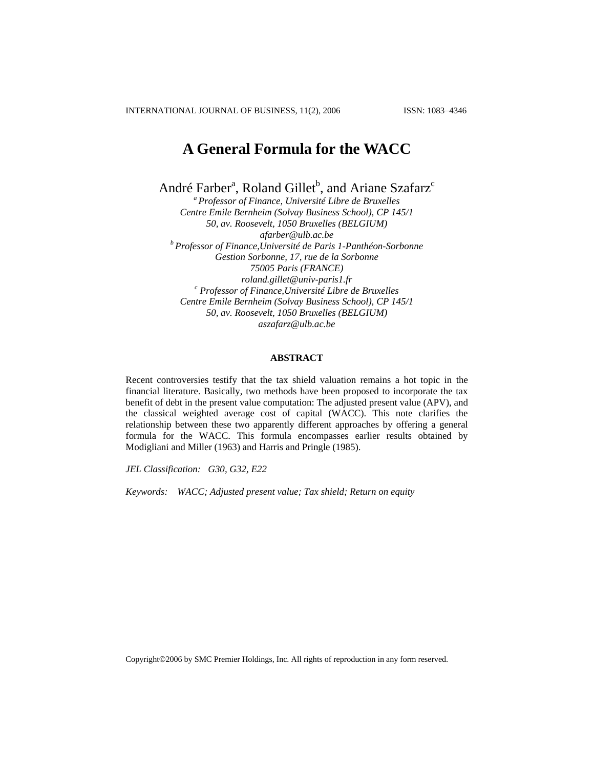# A General Formula for the WACC

André Farber[a], Roland Gillet[b], and Ariane Szafarz[c]

[a] *Professor of Finance, Université Libre de Bruxelles*
*Centre Emile Bernheim (Solvay Business School), CP 145/1*
*50, av. Roosevelt, 1050 Bruxelles (BELGIUM)*
*afarber@ulb.ac.be*

[b] *Professor of Finance,Université de Paris 1-Panthéon-Sorbonne*
*Gestion Sorbonne, 17, rue de la Sorbonne*
*75005 Paris (FRANCE)*
*roland.gillet@univ-paris1.fr*

[c] *Professor of Finance,Université Libre de Bruxelles*
*Centre Emile Bernheim (Solvay Business School), CP 145/1*
*50, av. Roosevelt, 1050 Bruxelles (BELGIUM)*
*aszafarz@ulb.ac.be*

**ABSTRACT**

Recent controversies testify that the tax shield valuation remains a hot topic in the financial literature. Basically, two methods have been proposed to incorporate the tax benefit of debt in the present value computation: The adjusted present value (APV), and the classical weighted average cost of capital (WACC). This note clarifies the relationship between these two apparently different approaches by offering a general formula for the WACC. This formula encompasses earlier results obtained by Modigliani and Miller (1963) and Harris and Pringle (1985).

*JEL Classification:* *G30, G32, E22*

*Keywords:* *WACC; Adjusted present value; Tax shield; Return on equity*

Copyright©2006 by SMC Premier Holdings, Inc. All rights of reproduction in any form reserved.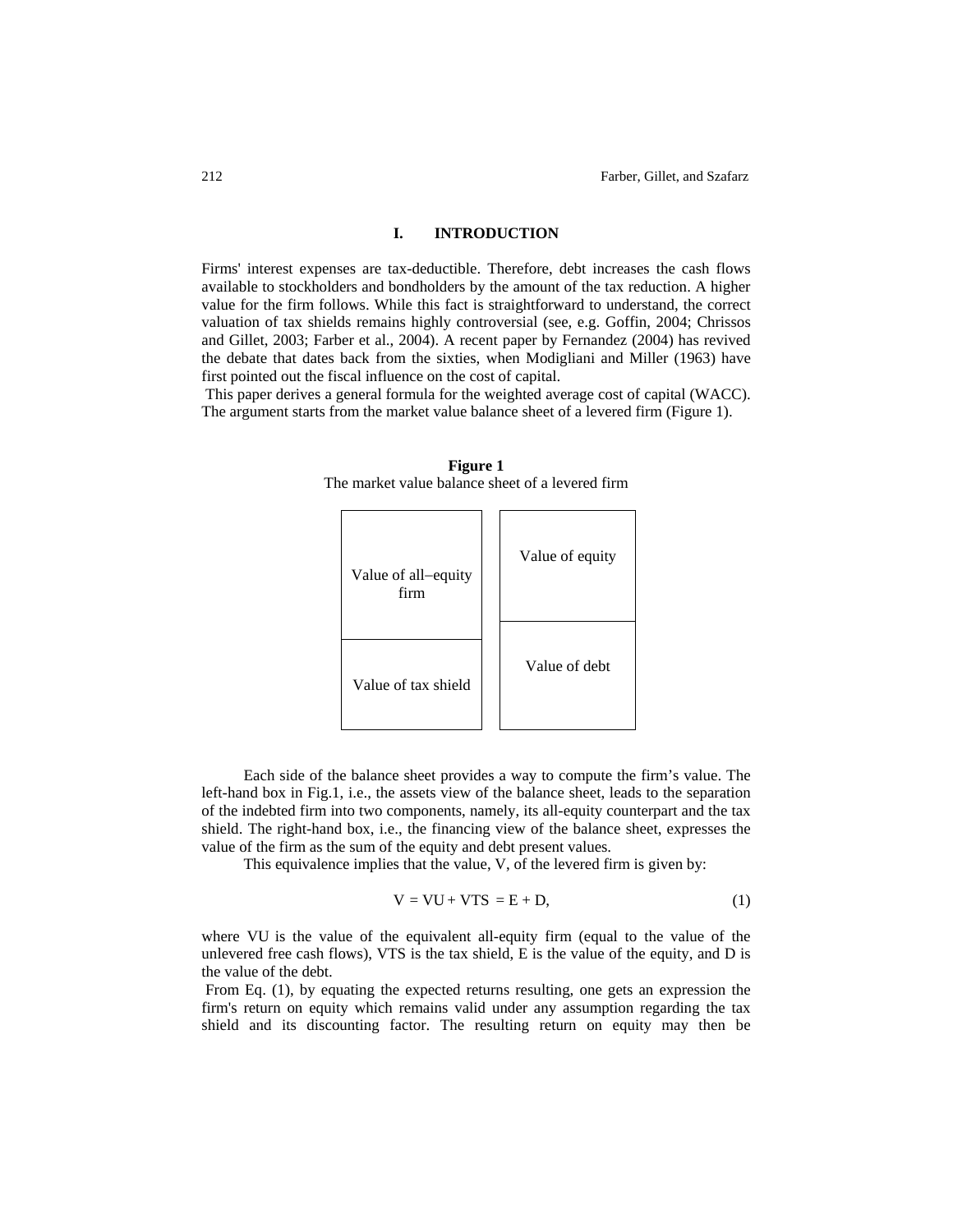## I. INTRODUCTION

Firms' interest expenses are tax-deductible. Therefore, debt increases the cash flows available to stockholders and bondholders by the amount of the tax reduction. A higher value for the firm follows. While this fact is straightforward to understand, the correct valuation of tax shields remains highly controversial (see, e.g. Goffin, 2004; Chrissos and Gillet, 2003; Farber et al., 2004). A recent paper by Fernandez (2004) has revived the debate that dates back from the sixties, when Modigliani and Miller (1963) have first pointed out the fiscal influence on the cost of capital.

This paper derives a general formula for the weighted average cost of capital (WACC). The argument starts from the market value balance sheet of a levered firm (Figure 1).

**Figure 1**
The market value balance sheet of a levered firm

| Assets | Financing |
| --- | --- |
| Value of all−equity firm | Value of equity |
| Value of tax shield | Value of debt |

Each side of the balance sheet provides a way to compute the firm's value. The left-hand box in Fig.1, i.e., the assets view of the balance sheet, leads to the separation of the indebted firm into two components, namely, its all-equity counterpart and the tax shield. The right-hand box, i.e., the financing view of the balance sheet, expresses the value of the firm as the sum of the equity and debt present values.

This equivalence implies that the value, V, of the levered firm is given by:

$$V = VU + VTS = E + D, \tag{1}$$

where VU is the value of the equivalent all-equity firm (equal to the value of the unlevered free cash flows), VTS is the tax shield, E is the value of the equity, and D is the value of the debt.

From Eq. (1), by equating the expected returns resulting, one gets an expression the firm's return on equity which remains valid under any assumption regarding the tax shield and its discounting factor. The resulting return on equity may then be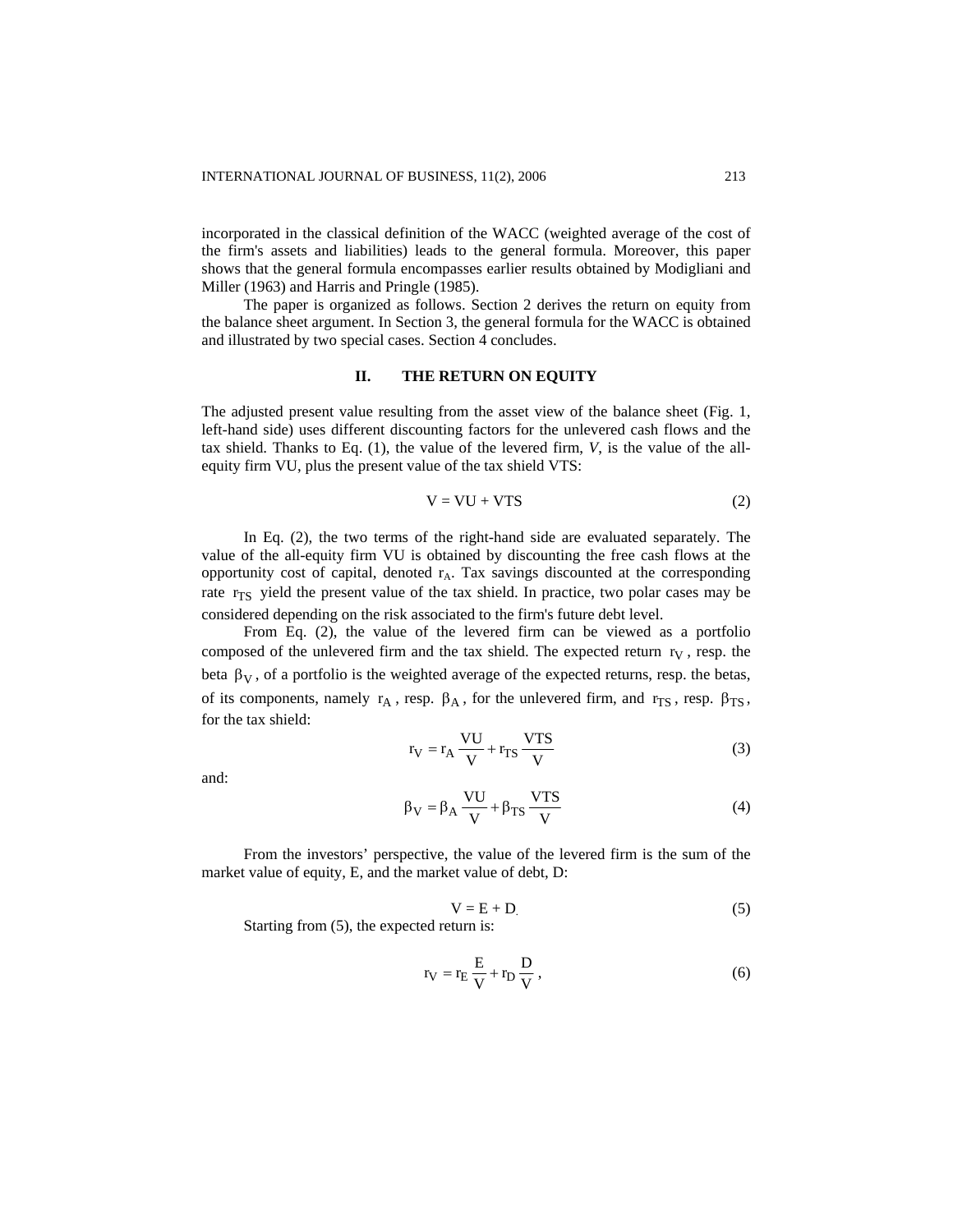incorporated in the classical definition of the WACC (weighted average of the cost of the firm's assets and liabilities) leads to the general formula. Moreover, this paper shows that the general formula encompasses earlier results obtained by Modigliani and Miller (1963) and Harris and Pringle (1985).

The paper is organized as follows. Section 2 derives the return on equity from the balance sheet argument. In Section 3, the general formula for the WACC is obtained and illustrated by two special cases. Section 4 concludes.

## II. THE RETURN ON EQUITY

The adjusted present value resulting from the asset view of the balance sheet (Fig. 1, left-hand side) uses different discounting factors for the unlevered cash flows and the tax shield. Thanks to Eq. (1), the value of the levered firm, *V*, is the value of the all-equity firm VU, plus the present value of the tax shield VTS:

$$V = VU + VTS \tag{2}$$

In Eq. (2), the two terms of the right-hand side are evaluated separately. The value of the all-equity firm VU is obtained by discounting the free cash flows at the opportunity cost of capital, denoted $r_A$. Tax savings discounted at the corresponding rate $r_{TS}$ yield the present value of the tax shield. In practice, two polar cases may be considered depending on the risk associated to the firm's future debt level.

From Eq. (2), the value of the levered firm can be viewed as a portfolio composed of the unlevered firm and the tax shield. The expected return $r_V$, resp. the beta $\beta_V$, of a portfolio is the weighted average of the expected returns, resp. the betas, of its components, namely $r_A$, resp. $\beta_A$, for the unlevered firm, and $r_{TS}$, resp. $\beta_{TS}$, for the tax shield:

$$r_V = r_A \frac{VU}{V} + r_{TS} \frac{VTS}{V} \tag{3}$$

and:

$$\beta_V = \beta_A \frac{VU}{V} + \beta_{TS} \frac{VTS}{V} \tag{4}$$

From the investors' perspective, the value of the levered firm is the sum of the market value of equity, E, and the market value of debt, D:

$$V = E + D \tag{5}$$

Starting from (5), the expected return is:

$$r_V = r_E \frac{E}{V} + r_D \frac{D}{V}, \tag{6}$$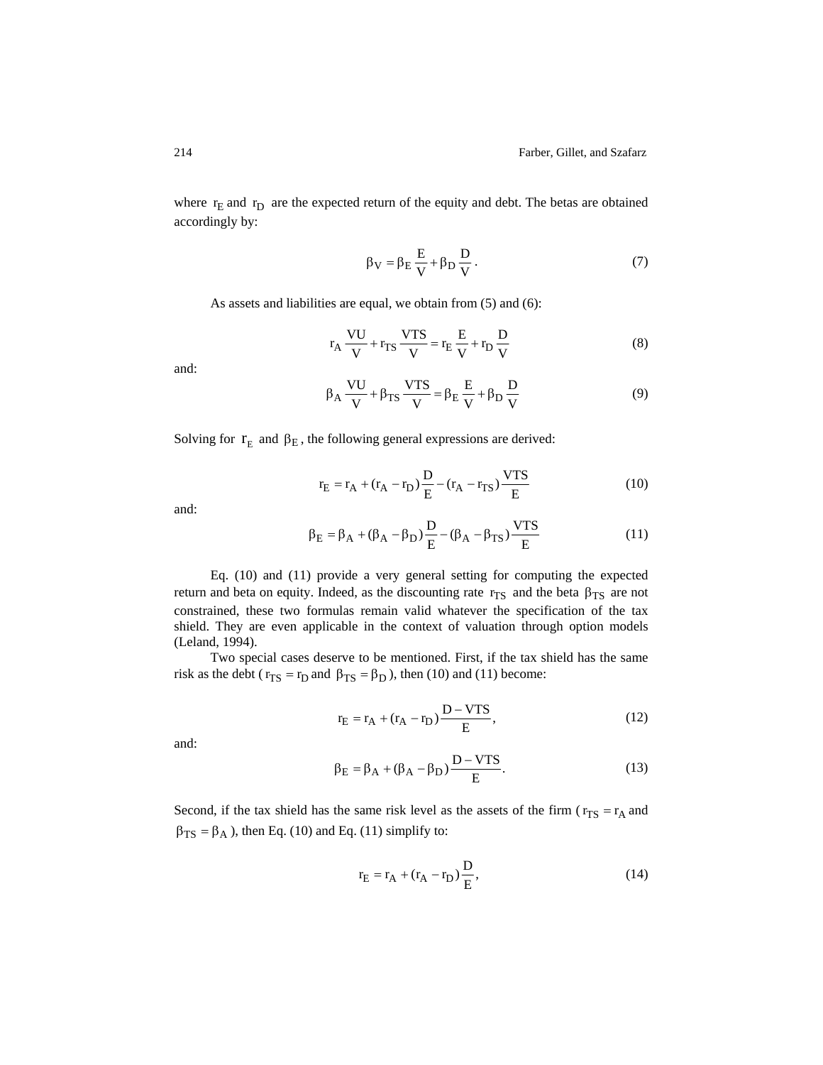where $r_E$ and $r_D$ are the expected return of the equity and debt. The betas are obtained accordingly by:

$$\beta_V = \beta_E \frac{E}{V} + \beta_D \frac{D}{V}. \tag{7}$$

As assets and liabilities are equal, we obtain from (5) and (6):

$$r_A \frac{VU}{V} + r_{TS} \frac{VTS}{V} = r_E \frac{E}{V} + r_D \frac{D}{V} \tag{8}$$

and:

$$\beta_A \frac{VU}{V} + \beta_{TS} \frac{VTS}{V} = \beta_E \frac{E}{V} + \beta_D \frac{D}{V} \tag{9}$$

Solving for $r_E$ and $\beta_E$, the following general expressions are derived:

$$r_E = r_A + (r_A - r_D)\frac{D}{E} - (r_A - r_{TS})\frac{VTS}{E} \tag{10}$$

and:

$$\beta_E = \beta_A + (\beta_A - \beta_D)\frac{D}{E} - (\beta_A - \beta_{TS})\frac{VTS}{E} \tag{11}$$

Eq. (10) and (11) provide a very general setting for computing the expected return and beta on equity. Indeed, as the discounting rate $r_{TS}$ and the beta $\beta_{TS}$ are not constrained, these two formulas remain valid whatever the specification of the tax shield. They are even applicable in the context of valuation through option models (Leland, 1994).

Two special cases deserve to be mentioned. First, if the tax shield has the same risk as the debt ($r_{TS} = r_D$ and $\beta_{TS} = \beta_D$), then (10) and (11) become:

$$r_E = r_A + (r_A - r_D)\frac{D - VTS}{E}, \tag{12}$$

and:

$$\beta_E = \beta_A + (\beta_A - \beta_D)\frac{D - VTS}{E}. \tag{13}$$

Second, if the tax shield has the same risk level as the assets of the firm ($r_{TS} = r_A$ and $\beta_{TS} = \beta_A$), then Eq. (10) and Eq. (11) simplify to:

$$r_E = r_A + (r_A - r_D)\frac{D}{E}, \tag{14}$$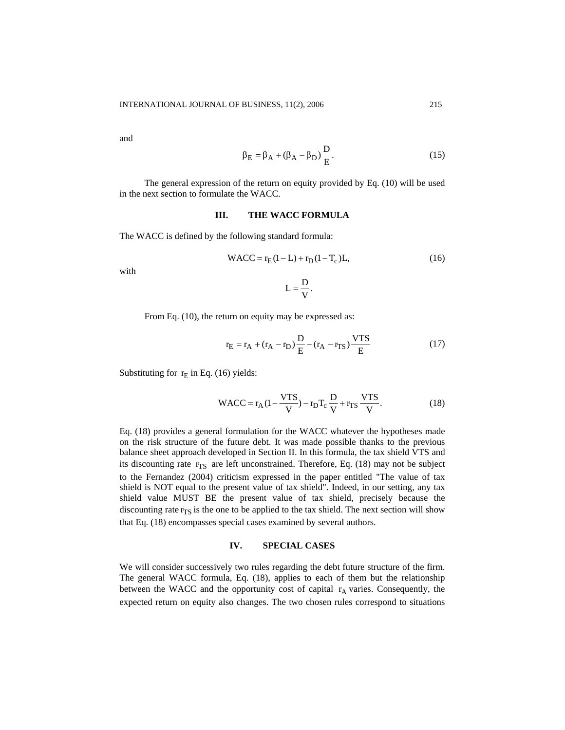and

$$\beta_E = \beta_A + (\beta_A - \beta_D)\frac{D}{E}. \tag{15}$$

The general expression of the return on equity provided by Eq. (10) will be used in the next section to formulate the WACC.

## III. THE WACC FORMULA

The WACC is defined by the following standard formula:

$$\text{WACC} = r_E(1-L) + r_D(1-T_c)L, \tag{16}$$

with

$$L = \frac{D}{V}.$$

From Eq. (10), the return on equity may be expressed as:

$$r_E = r_A + (r_A - r_D)\frac{D}{E} - (r_A - r_{TS})\frac{VTS}{E} \tag{17}$$

Substituting for $r_E$ in Eq. (16) yields:

$$\text{WACC} = r_A\left(1 - \frac{VTS}{V}\right) - r_D T_c \frac{D}{V} + r_{TS}\frac{VTS}{V}. \tag{18}$$

Eq. (18) provides a general formulation for the WACC whatever the hypotheses made on the risk structure of the future debt. It was made possible thanks to the previous balance sheet approach developed in Section II. In this formula, the tax shield VTS and its discounting rate $r_{TS}$ are left unconstrained. Therefore, Eq. (18) may not be subject to the Fernandez (2004) criticism expressed in the paper entitled "The value of tax shield is NOT equal to the present value of tax shield". Indeed, in our setting, any tax shield value MUST BE the present value of tax shield, precisely because the discounting rate $r_{TS}$ is the one to be applied to the tax shield. The next section will show that Eq. (18) encompasses special cases examined by several authors.

## IV. SPECIAL CASES

We will consider successively two rules regarding the debt future structure of the firm. The general WACC formula, Eq. (18), applies to each of them but the relationship between the WACC and the opportunity cost of capital $r_A$ varies. Consequently, the expected return on equity also changes. The two chosen rules correspond to situations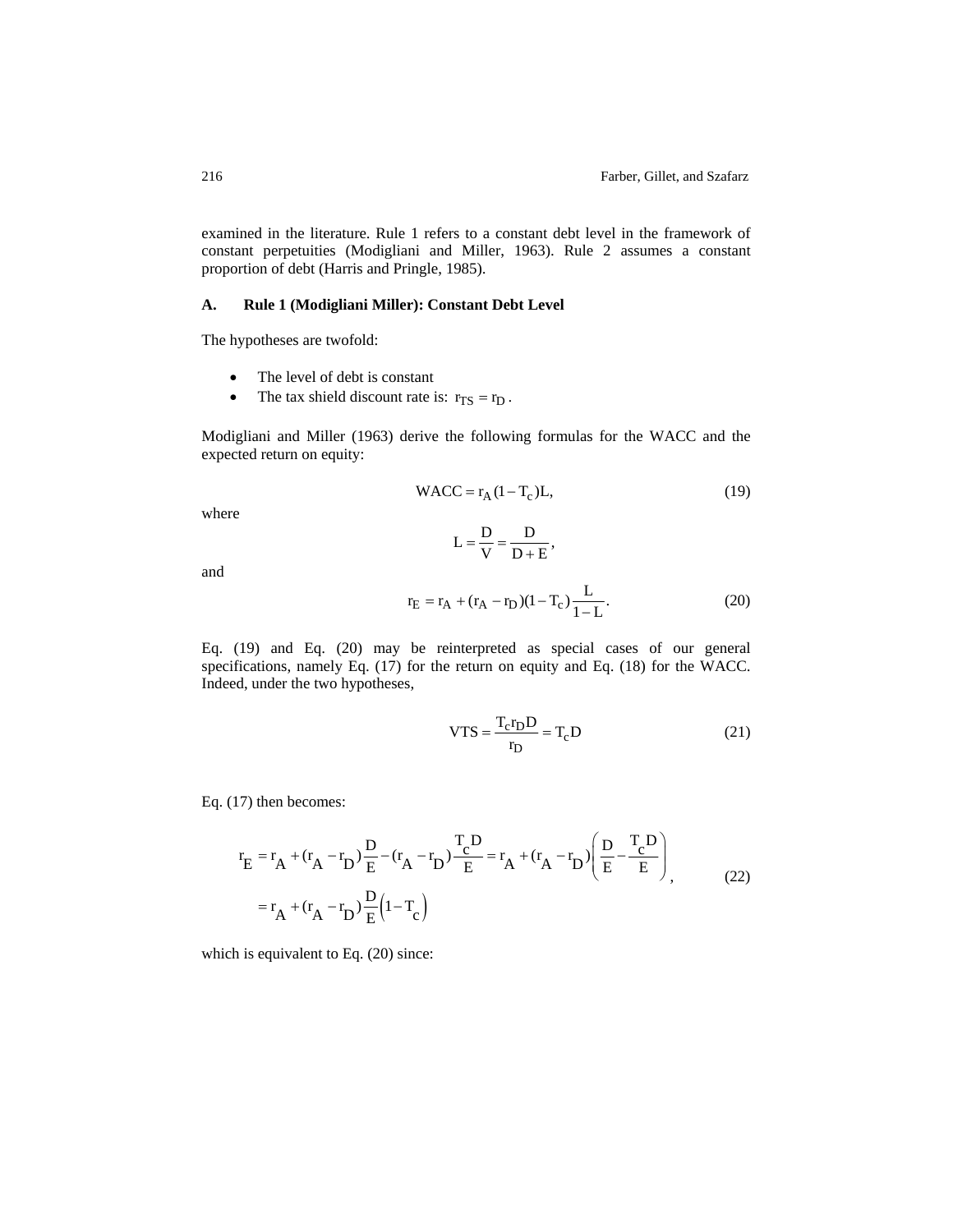examined in the literature. Rule 1 refers to a constant debt level in the framework of constant perpetuities (Modigliani and Miller, 1963). Rule 2 assumes a constant proportion of debt (Harris and Pringle, 1985).

### A. Rule 1 (Modigliani Miller): Constant Debt Level

The hypotheses are twofold:

- The level of debt is constant
- The tax shield discount rate is: $r_{TS} = r_D$ .

Modigliani and Miller (1963) derive the following formulas for the WACC and the expected return on equity:

$$\text{WACC} = r_A(1 - T_c)L, \tag{19}$$

where

$$L = \frac{D}{V} = \frac{D}{D+E},$$

and

$$r_E = r_A + (r_A - r_D)(1 - T_c)\frac{L}{1-L}. \tag{20}$$

Eq. (19) and Eq. (20) may be reinterpreted as special cases of our general specifications, namely Eq. (17) for the return on equity and Eq. (18) for the WACC. Indeed, under the two hypotheses,

$$\text{VTS} = \frac{T_c r_D D}{r_D} = T_c D \tag{21}$$

Eq. (17) then becomes:

$$\begin{aligned} r_E &= r_A + (r_A - r_D)\frac{D}{E} - (r_A - r_D)\frac{T_c D}{E} = r_A + (r_A - r_D)\left(\frac{D}{E} - \frac{T_c D}{E}\right) \\ &= r_A + (r_A - r_D)\frac{D}{E}\left(1 - T_c\right) \end{aligned}, \tag{22}$$

which is equivalent to Eq. (20) since: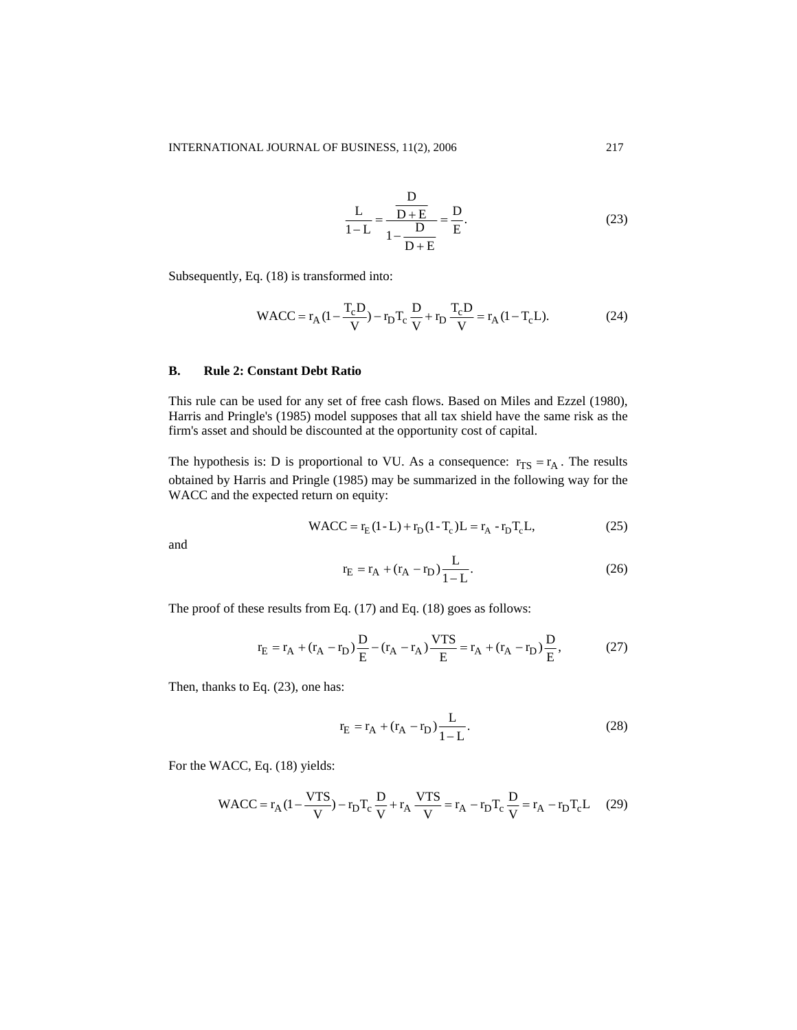$$\frac{L}{1-L} = \frac{\frac{D}{D+E}}{1-\frac{D}{D+E}} = \frac{D}{E}. \tag{23}$$

Subsequently, Eq. (18) is transformed into:

$$WACC = r_A(1 - \frac{T_c D}{V}) - r_D T_c \frac{D}{V} + r_D \frac{T_c D}{V} = r_A(1 - T_c L). \tag{24}$$

## B. Rule 2: Constant Debt Ratio

This rule can be used for any set of free cash flows. Based on Miles and Ezzel (1980), Harris and Pringle's (1985) model supposes that all tax shield have the same risk as the firm's asset and should be discounted at the opportunity cost of capital.

The hypothesis is: D is proportional to VU. As a consequence: $r_{TS} = r_A$. The results obtained by Harris and Pringle (1985) may be summarized in the following way for the WACC and the expected return on equity:

$$WACC = r_E(1 - L) + r_D(1 - T_c)L = r_A - r_D T_c L, \tag{25}$$

and

$$r_E = r_A + (r_A - r_D)\frac{L}{1-L}. \tag{26}$$

The proof of these results from Eq. (17) and Eq. (18) goes as follows:

$$r_E = r_A + (r_A - r_D)\frac{D}{E} - (r_A - r_A)\frac{VTS}{E} = r_A + (r_A - r_D)\frac{D}{E}, \tag{27}$$

Then, thanks to Eq. (23), one has:

$$r_E = r_A + (r_A - r_D)\frac{L}{1-L}. \tag{28}$$

For the WACC, Eq. (18) yields:

$$WACC = r_A(1 - \frac{VTS}{V}) - r_D T_c \frac{D}{V} + r_A \frac{VTS}{V} = r_A - r_D T_c \frac{D}{V} = r_A - r_D T_c L \tag{29}$$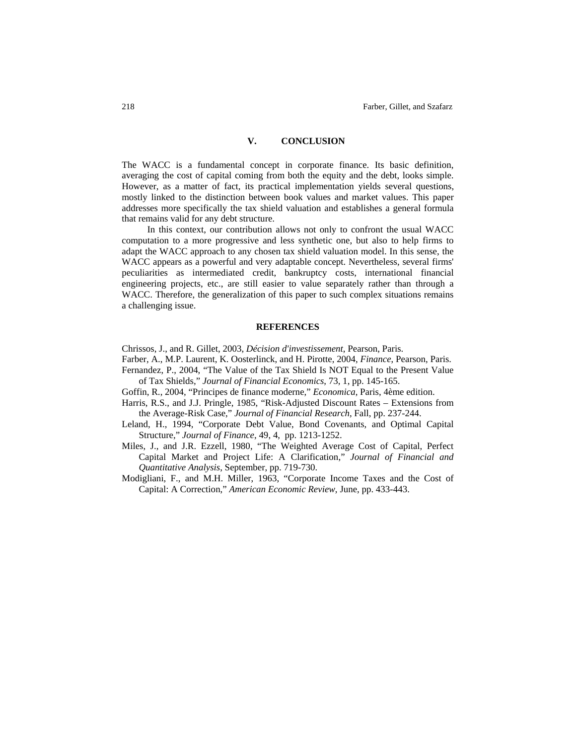## V. CONCLUSION

The WACC is a fundamental concept in corporate finance. Its basic definition, averaging the cost of capital coming from both the equity and the debt, looks simple. However, as a matter of fact, its practical implementation yields several questions, mostly linked to the distinction between book values and market values. This paper addresses more specifically the tax shield valuation and establishes a general formula that remains valid for any debt structure.

In this context, our contribution allows not only to confront the usual WACC computation to a more progressive and less synthetic one, but also to help firms to adapt the WACC approach to any chosen tax shield valuation model. In this sense, the WACC appears as a powerful and very adaptable concept. Nevertheless, several firms' peculiarities as intermediated credit, bankruptcy costs, international financial engineering projects, etc., are still easier to value separately rather than through a WACC. Therefore, the generalization of this paper to such complex situations remains a challenging issue.

## REFERENCES

Chrissos, J., and R. Gillet, 2003, *Décision d'investissement*, Pearson, Paris.

Farber, A., M.P. Laurent, K. Oosterlinck, and H. Pirotte, 2004, *Finance*, Pearson, Paris.

Fernandez, P., 2004, "The Value of the Tax Shield Is NOT Equal to the Present Value of Tax Shields," *Journal of Financial Economics*, 73, 1, pp. 145-165.

Goffin, R., 2004, "Principes de finance moderne," *Economica*, Paris, 4ème edition.

Harris, R.S., and J.J. Pringle, 1985, "Risk-Adjusted Discount Rates – Extensions from the Average-Risk Case," *Journal of Financial Research*, Fall, pp. 237-244.

Leland, H., 1994, "Corporate Debt Value, Bond Covenants, and Optimal Capital Structure," *Journal of Finance*, 49, 4, pp. 1213-1252.

Miles, J., and J.R. Ezzell, 1980, "The Weighted Average Cost of Capital, Perfect Capital Market and Project Life: A Clarification," *Journal of Financial and Quantitative Analysis*, September, pp. 719-730.

Modigliani, F., and M.H. Miller, 1963, "Corporate Income Taxes and the Cost of Capital: A Correction," *American Economic Review*, June, pp. 433-443.